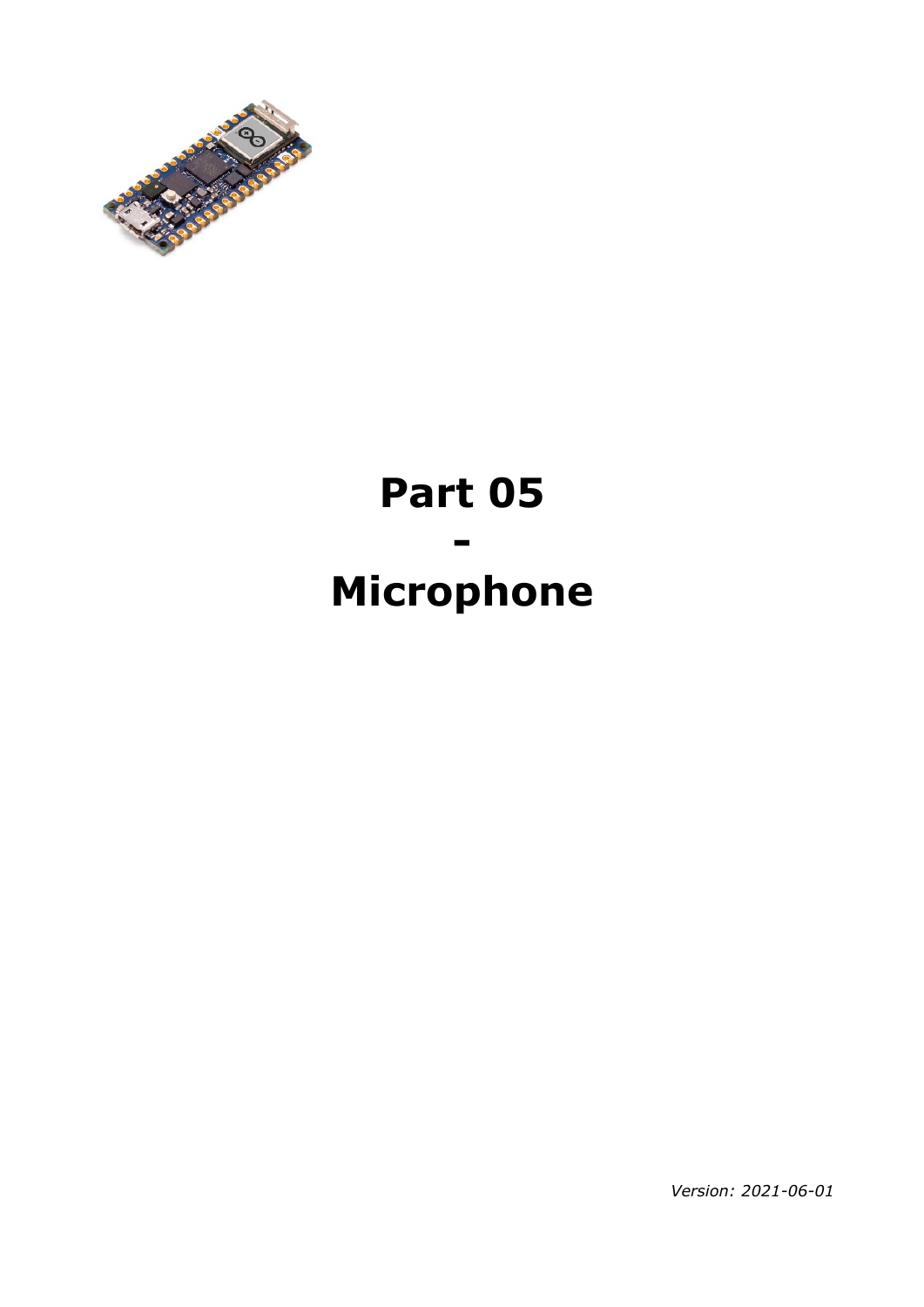# Part 05

# -

# Microphone

*Version: 2021-06-01*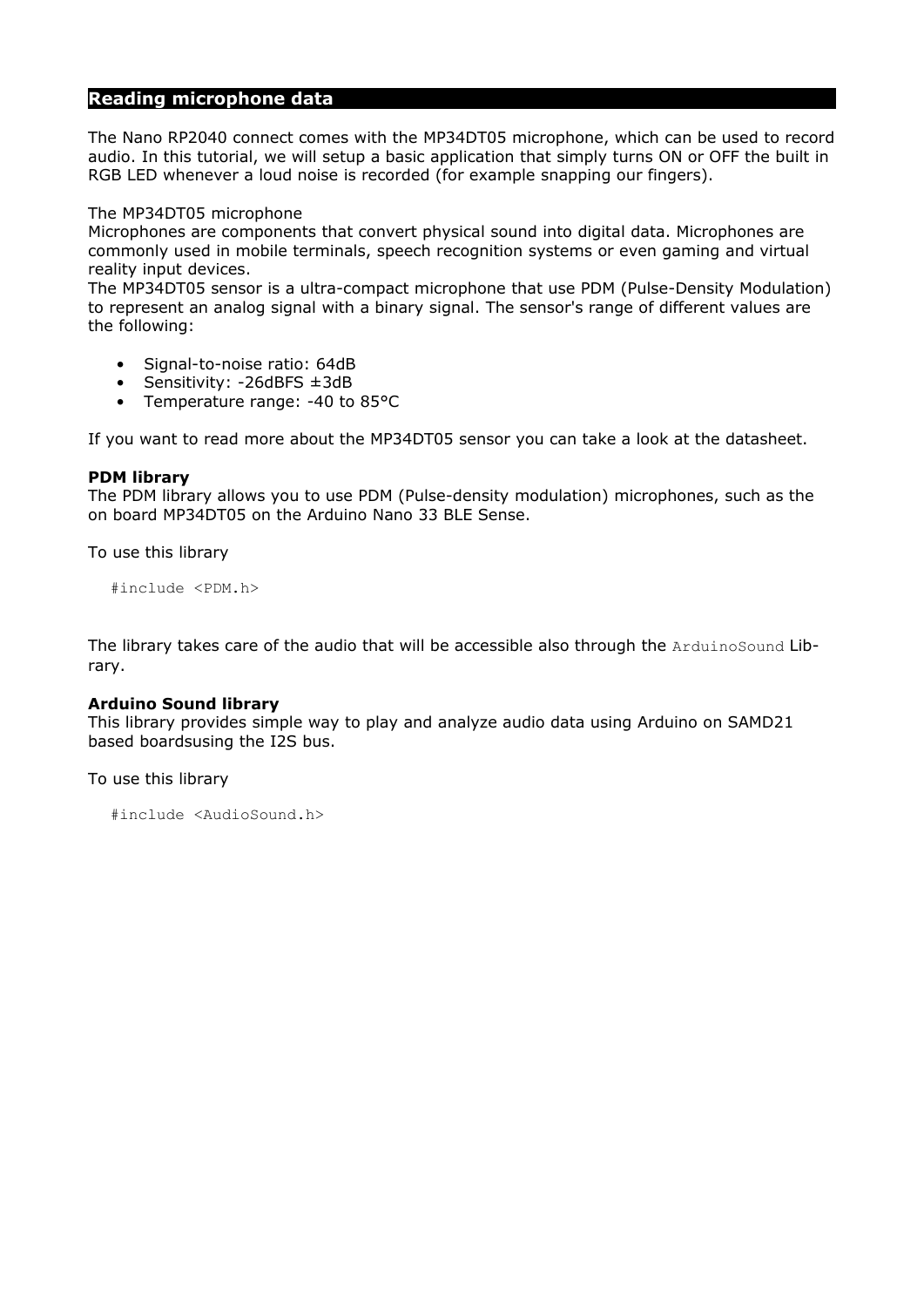## Reading microphone data

The Nano RP2040 connect comes with the MP34DT05 microphone, which can be used to record audio. In this tutorial, we will setup a basic application that simply turns ON or OFF the built in RGB LED whenever a loud noise is recorded (for example snapping our fingers).

The MP34DT05 microphone
Microphones are components that convert physical sound into digital data. Microphones are commonly used in mobile terminals, speech recognition systems or even gaming and virtual reality input devices.
The MP34DT05 sensor is a ultra-compact microphone that use PDM (Pulse-Density Modulation) to represent an analog signal with a binary signal. The sensor's range of different values are the following:

- Signal-to-noise ratio: 64dB
- Sensitivity: -26dBFS ±3dB
- Temperature range: -40 to 85°C

If you want to read more about the MP34DT05 sensor you can take a look at the datasheet.

**PDM library**
The PDM library allows you to use PDM (Pulse-density modulation) microphones, such as the on board MP34DT05 on the Arduino Nano 33 BLE Sense.

To use this library

```
#include <PDM.h>
```

The library takes care of the audio that will be accessible also through the `ArduinoSound` Library.

**Arduino Sound library**
This library provides simple way to play and analyze audio data using Arduino on SAMD21 based boardsusing the I2S bus.

To use this library

```
#include <AudioSound.h>
```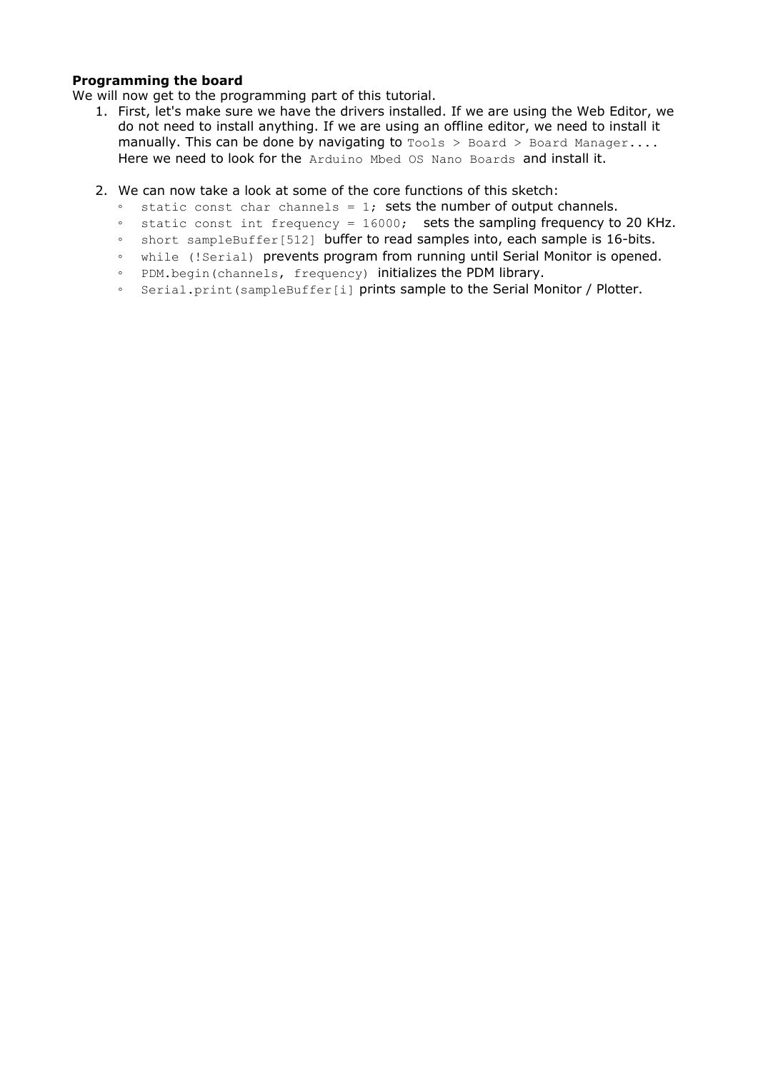**Programming the board**

We will now get to the programming part of this tutorial.

1. First, let's make sure we have the drivers installed. If we are using the Web Editor, we do not need to install anything. If we are using an offline editor, we need to install it manually. This can be done by navigating to `Tools > Board > Board Manager....` Here we need to look for the `Arduino Mbed OS Nano Boards` and install it.

2. We can now take a look at some of the core functions of this sketch:
   - `static const char channels = 1;` sets the number of output channels.
   - `static const int frequency = 16000;` sets the sampling frequency to 20 KHz.
   - `short sampleBuffer[512]` buffer to read samples into, each sample is 16-bits.
   - `while (!Serial)` prevents program from running until Serial Monitor is opened.
   - `PDM.begin(channels, frequency)` initializes the PDM library.
   - `Serial.print(sampleBuffer[i]` prints sample to the Serial Monitor / Plotter.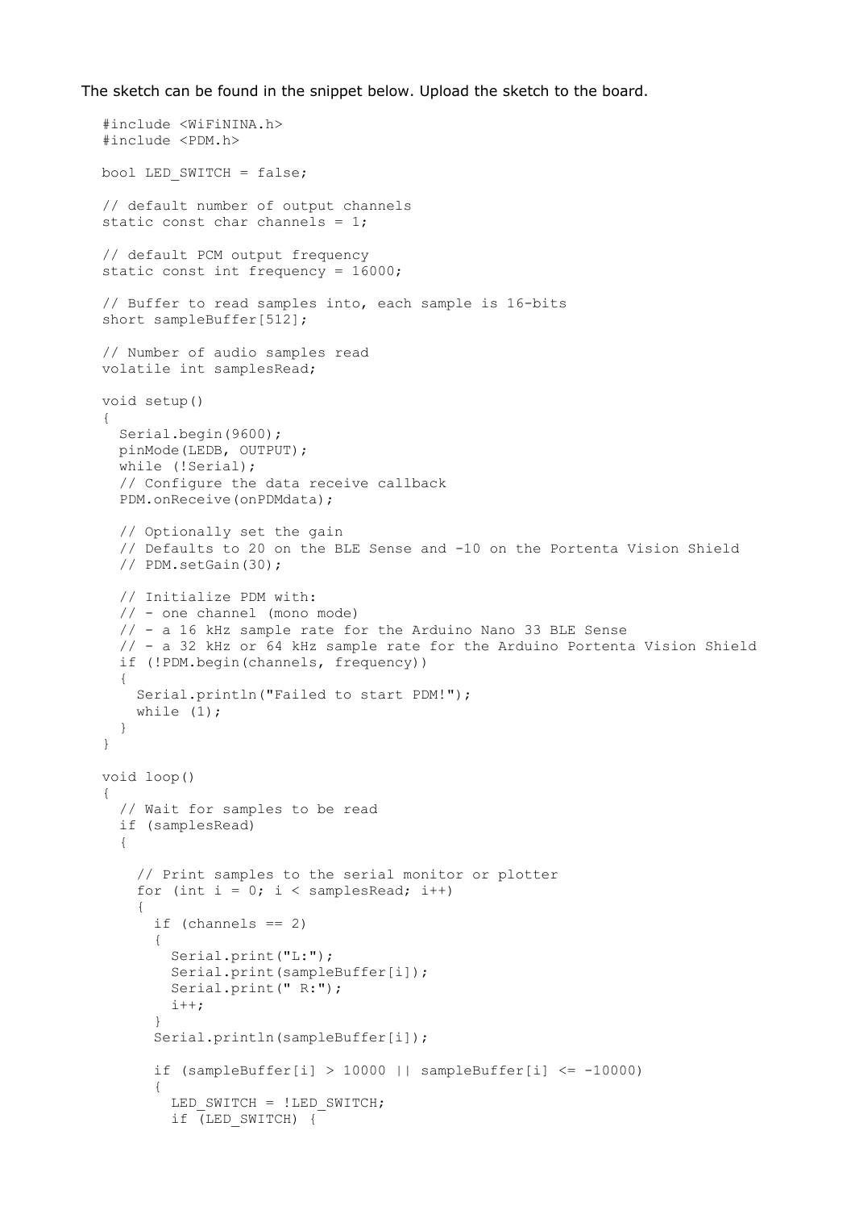The sketch can be found in the snippet below. Upload the sketch to the board.

```
#include <WiFiNINA.h>
#include <PDM.h>

bool LED_SWITCH = false;

// default number of output channels
static const char channels = 1;

// default PCM output frequency
static const int frequency = 16000;

// Buffer to read samples into, each sample is 16-bits
short sampleBuffer[512];

// Number of audio samples read
volatile int samplesRead;

void setup()
{
  Serial.begin(9600);
  pinMode(LEDB, OUTPUT);
  while (!Serial);
  // Configure the data receive callback
  PDM.onReceive(onPDMdata);

  // Optionally set the gain
  // Defaults to 20 on the BLE Sense and -10 on the Portenta Vision Shield
  // PDM.setGain(30);

  // Initialize PDM with:
  // - one channel (mono mode)
  // - a 16 kHz sample rate for the Arduino Nano 33 BLE Sense
  // - a 32 kHz or 64 kHz sample rate for the Arduino Portenta Vision Shield
  if (!PDM.begin(channels, frequency))
  {
    Serial.println("Failed to start PDM!");
    while (1);
  }
}

void loop()
{
  // Wait for samples to be read
  if (samplesRead)
  {

    // Print samples to the serial monitor or plotter
    for (int i = 0; i < samplesRead; i++)
    {
      if (channels == 2)
      {
        Serial.print("L:");
        Serial.print(sampleBuffer[i]);
        Serial.print(" R:");
        i++;
      }
      Serial.println(sampleBuffer[i]);

      if (sampleBuffer[i] > 10000 || sampleBuffer[i] <= -10000)
      {
        LED_SWITCH = !LED_SWITCH;
        if (LED_SWITCH) {
```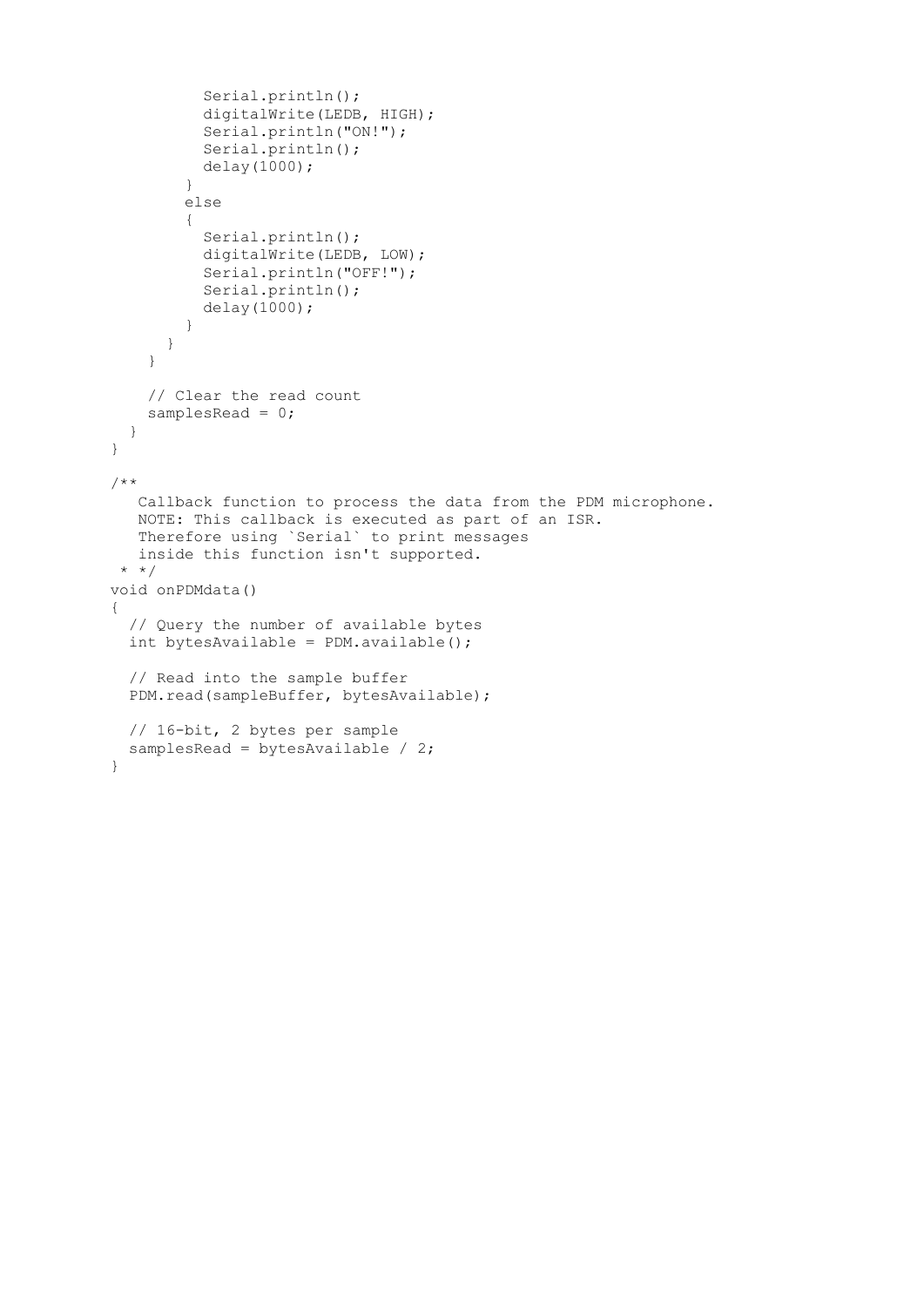```
          Serial.println();
          digitalWrite(LEDB, HIGH);
          Serial.println("ON!");
          Serial.println();
          delay(1000);
        }
        else
        {
          Serial.println();
          digitalWrite(LEDB, LOW);
          Serial.println("OFF!");
          Serial.println();
          delay(1000);
        }
      }
    }

    // Clear the read count
    samplesRead = 0;
  }
}

/**
   Callback function to process the data from the PDM microphone.
   NOTE: This callback is executed as part of an ISR.
   Therefore using `Serial` to print messages
   inside this function isn't supported.
 * */
void onPDMdata()
{
  // Query the number of available bytes
  int bytesAvailable = PDM.available();

  // Read into the sample buffer
  PDM.read(sampleBuffer, bytesAvailable);

  // 16-bit, 2 bytes per sample
  samplesRead = bytesAvailable / 2;
}
```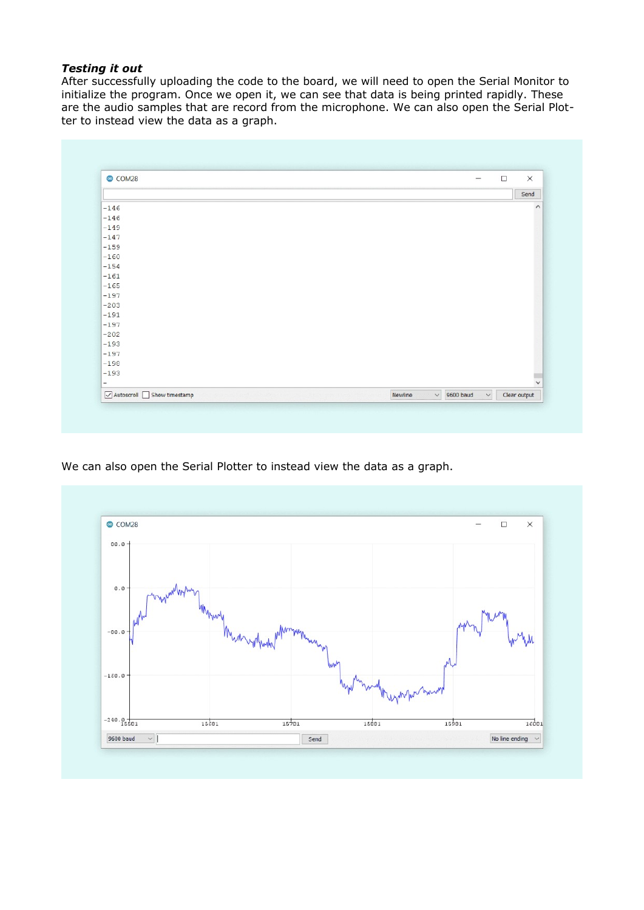***Testing it out***

After successfully uploading the code to the board, we will need to open the Serial Monitor to initialize the program. Once we open it, we can see that data is being printed rapidly. These are the audio samples that are record from the microphone. We can also open the Serial Plotter to instead view the data as a graph.

We can also open the Serial Plotter to instead view the data as a graph.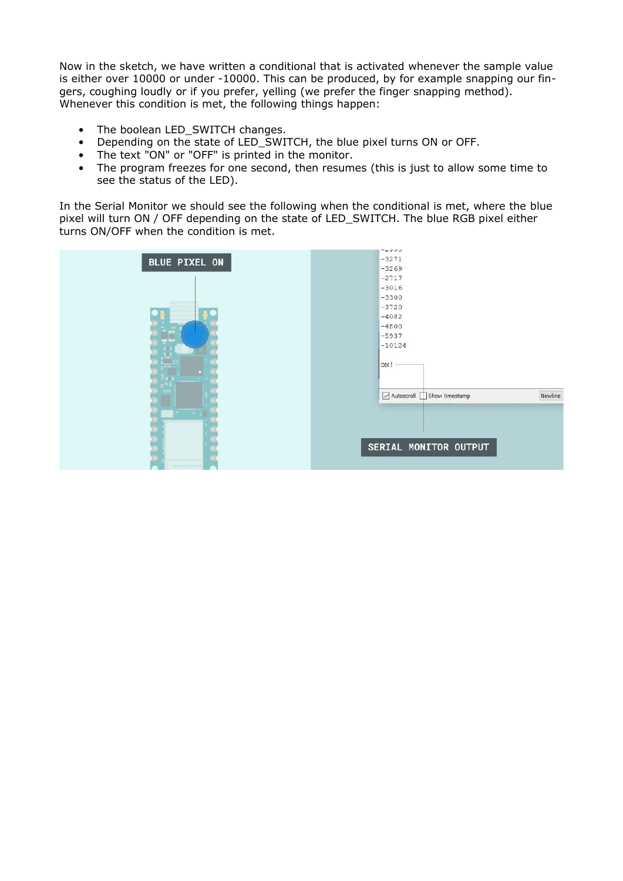Now in the sketch, we have written a conditional that is activated whenever the sample value is either over 10000 or under -10000. This can be produced, by for example snapping our fingers, coughing loudly or if you prefer, yelling (we prefer the finger snapping method). Whenever this condition is met, the following things happen:

- The boolean LED_SWITCH changes.
- Depending on the state of LED_SWITCH, the blue pixel turns ON or OFF.
- The text "ON" or "OFF" is printed in the monitor.
- The program freezes for one second, then resumes (this is just to allow some time to see the status of the LED).

In the Serial Monitor we should see the following when the conditional is met, where the blue pixel will turn ON / OFF depending on the state of LED_SWITCH. The blue RGB pixel either turns ON/OFF when the condition is met.